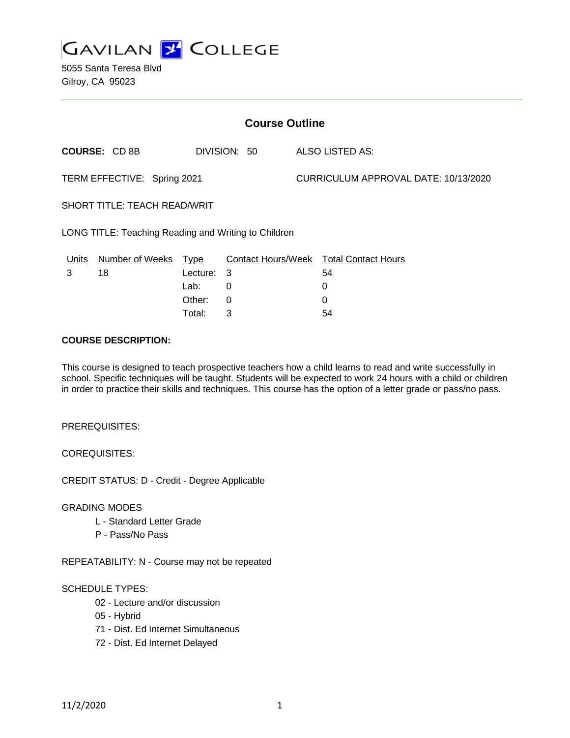# GAVILAN COLLEGE

5055 Santa Teresa Blvd
Gilroy, CA 95023

## Course Outline

**COURSE:** CD 8B DIVISION: 50 ALSO LISTED AS:

TERM EFFECTIVE: Spring 2021 CURRICULUM APPROVAL DATE: 10/13/2020

SHORT TITLE: TEACH READ/WRIT

LONG TITLE: Teaching Reading and Writing to Children

| Units | Number of Weeks | Type | Contact Hours/Week | Total Contact Hours |
|---|---|---|---|---|
| 3 | 18 | Lecture: | 3 | 54 |
| | | Lab: | 0 | 0 |
| | | Other: | 0 | 0 |
| | | Total: | 3 | 54 |

**COURSE DESCRIPTION:**

This course is designed to teach prospective teachers how a child learns to read and write successfully in school. Specific techniques will be taught. Students will be expected to work 24 hours with a child or children in order to practice their skills and techniques. This course has the option of a letter grade or pass/no pass.

PREREQUISITES:

COREQUISITES:

CREDIT STATUS: D - Credit - Degree Applicable

GRADING MODES

- L - Standard Letter Grade
- P - Pass/No Pass

REPEATABILITY: N - Course may not be repeated

SCHEDULE TYPES:

- 02 - Lecture and/or discussion
- 05 - Hybrid
- 71 - Dist. Ed Internet Simultaneous
- 72 - Dist. Ed Internet Delayed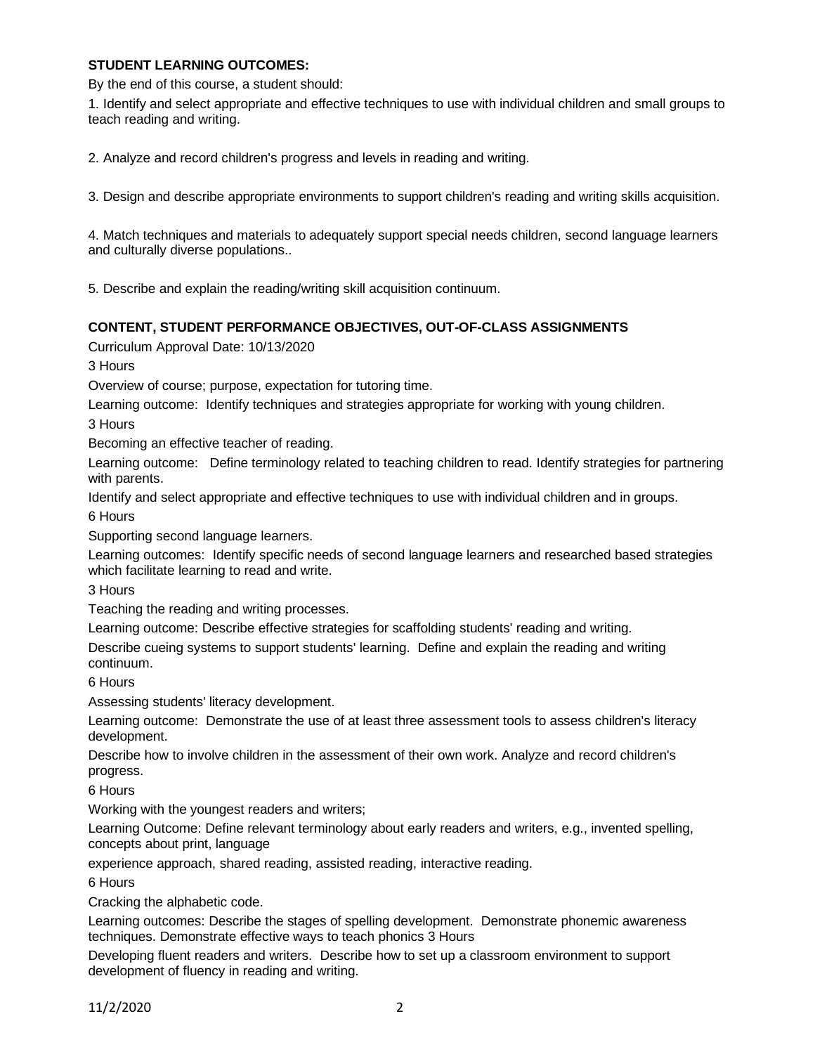**STUDENT LEARNING OUTCOMES:**

By the end of this course, a student should:

1. Identify and select appropriate and effective techniques to use with individual children and small groups to teach reading and writing.

2. Analyze and record children's progress and levels in reading and writing.

3. Design and describe appropriate environments to support children's reading and writing skills acquisition.

4. Match techniques and materials to adequately support special needs children, second language learners and culturally diverse populations..

5. Describe and explain the reading/writing skill acquisition continuum.

**CONTENT, STUDENT PERFORMANCE OBJECTIVES, OUT-OF-CLASS ASSIGNMENTS**

Curriculum Approval Date: 10/13/2020

3 Hours

Overview of course; purpose, expectation for tutoring time.

Learning outcome: Identify techniques and strategies appropriate for working with young children.

3 Hours

Becoming an effective teacher of reading.

Learning outcome: Define terminology related to teaching children to read. Identify strategies for partnering with parents.

Identify and select appropriate and effective techniques to use with individual children and in groups.

6 Hours

Supporting second language learners.

Learning outcomes: Identify specific needs of second language learners and researched based strategies which facilitate learning to read and write.

3 Hours

Teaching the reading and writing processes.

Learning outcome: Describe effective strategies for scaffolding students' reading and writing.

Describe cueing systems to support students' learning. Define and explain the reading and writing continuum.

6 Hours

Assessing students' literacy development.

Learning outcome: Demonstrate the use of at least three assessment tools to assess children's literacy development.

Describe how to involve children in the assessment of their own work. Analyze and record children's progress.

6 Hours

Working with the youngest readers and writers;

Learning Outcome: Define relevant terminology about early readers and writers, e.g., invented spelling, concepts about print, language

experience approach, shared reading, assisted reading, interactive reading.

6 Hours

Cracking the alphabetic code.

Learning outcomes: Describe the stages of spelling development. Demonstrate phonemic awareness techniques. Demonstrate effective ways to teach phonics 3 Hours

Developing fluent readers and writers. Describe how to set up a classroom environment to support development of fluency in reading and writing.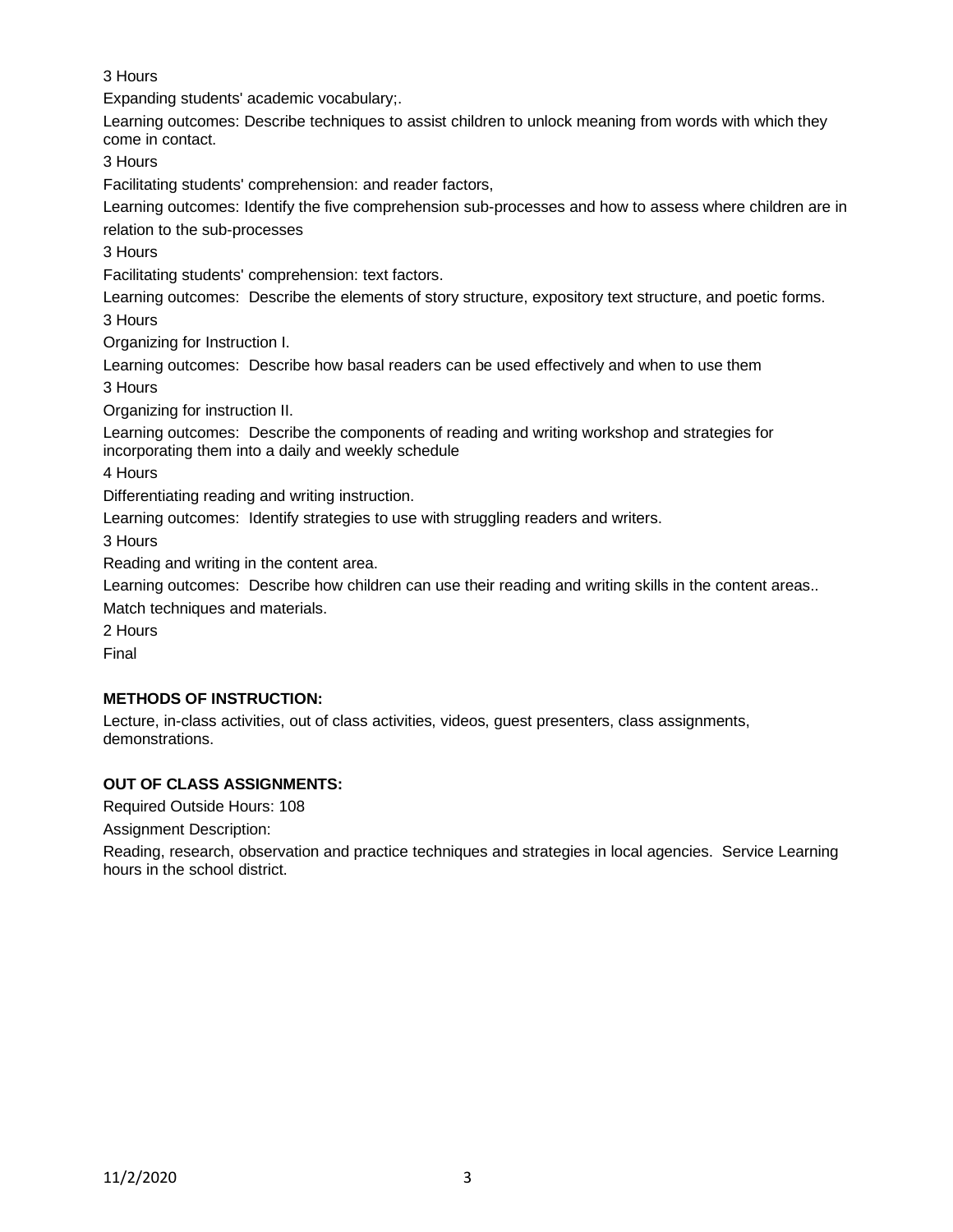3 Hours

Expanding students' academic vocabulary;.

Learning outcomes: Describe techniques to assist children to unlock meaning from words with which they come in contact.

3 Hours

Facilitating students' comprehension: and reader factors,

Learning outcomes: Identify the five comprehension sub-processes and how to assess where children are in relation to the sub-processes

3 Hours

Facilitating students' comprehension: text factors.

Learning outcomes: Describe the elements of story structure, expository text structure, and poetic forms.

3 Hours

Organizing for Instruction I.

Learning outcomes: Describe how basal readers can be used effectively and when to use them

3 Hours

Organizing for instruction II.

Learning outcomes: Describe the components of reading and writing workshop and strategies for incorporating them into a daily and weekly schedule

4 Hours

Differentiating reading and writing instruction.

Learning outcomes: Identify strategies to use with struggling readers and writers.

3 Hours

Reading and writing in the content area.

Learning outcomes: Describe how children can use their reading and writing skills in the content areas.. Match techniques and materials.

2 Hours

Final

**METHODS OF INSTRUCTION:**

Lecture, in-class activities, out of class activities, videos, guest presenters, class assignments, demonstrations.

**OUT OF CLASS ASSIGNMENTS:**

Required Outside Hours: 108

Assignment Description:

Reading, research, observation and practice techniques and strategies in local agencies. Service Learning hours in the school district.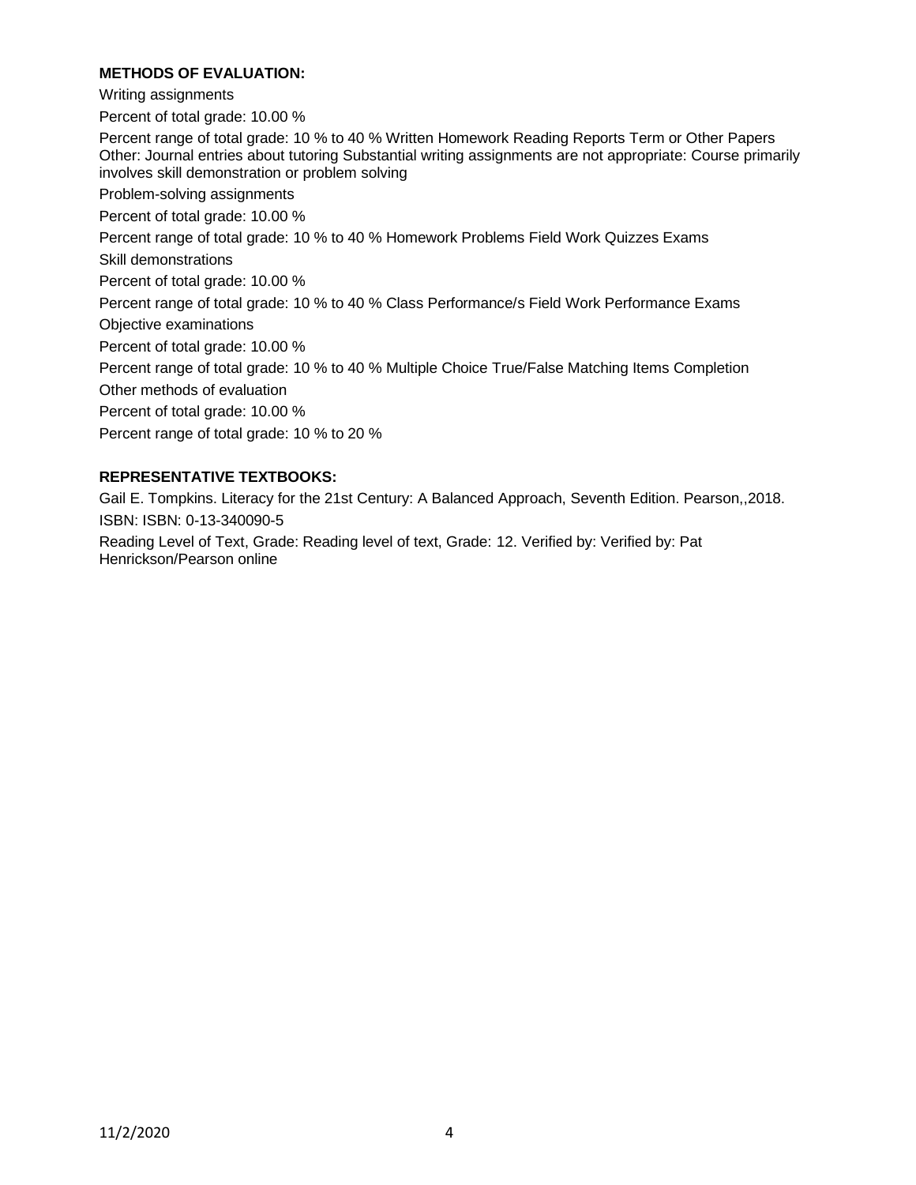**METHODS OF EVALUATION:**

Writing assignments

Percent of total grade: 10.00 %

Percent range of total grade: 10 % to 40 % Written Homework Reading Reports Term or Other Papers Other: Journal entries about tutoring Substantial writing assignments are not appropriate: Course primarily involves skill demonstration or problem solving

Problem-solving assignments

Percent of total grade: 10.00 %

Percent range of total grade: 10 % to 40 % Homework Problems Field Work Quizzes Exams

Skill demonstrations

Percent of total grade: 10.00 %

Percent range of total grade: 10 % to 40 % Class Performance/s Field Work Performance Exams

Objective examinations

Percent of total grade: 10.00 %

Percent range of total grade: 10 % to 40 % Multiple Choice True/False Matching Items Completion

Other methods of evaluation

Percent of total grade: 10.00 %

Percent range of total grade: 10 % to 20 %

**REPRESENTATIVE TEXTBOOKS:**

Gail E. Tompkins. Literacy for the 21st Century: A Balanced Approach, Seventh Edition. Pearson,,2018.

ISBN: ISBN: 0-13-340090-5

Reading Level of Text, Grade: Reading level of text, Grade: 12. Verified by: Verified by: Pat Henrickson/Pearson online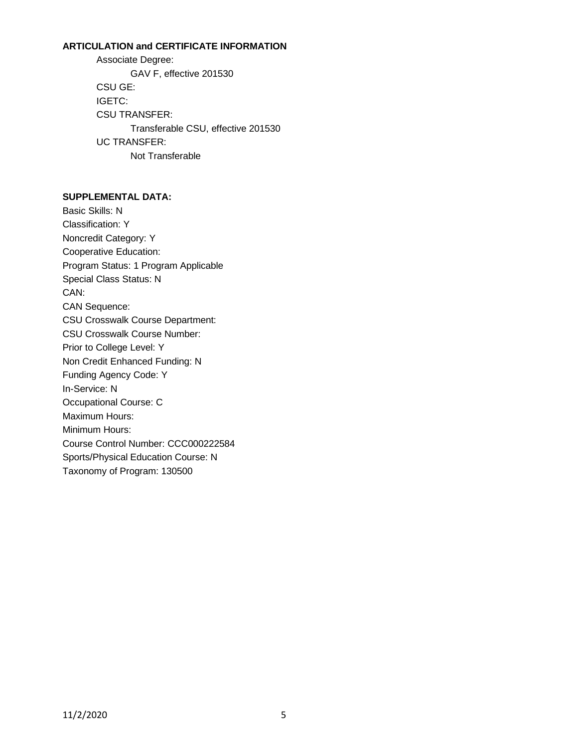**ARTICULATION and CERTIFICATE INFORMATION**

Associate Degree:

GAV F, effective 201530

CSU GE:

IGETC:

CSU TRANSFER:

Transferable CSU, effective 201530

UC TRANSFER:

Not Transferable

**SUPPLEMENTAL DATA:**

Basic Skills: N
Classification: Y
Noncredit Category: Y
Cooperative Education:
Program Status: 1 Program Applicable
Special Class Status: N
CAN:
CAN Sequence:
CSU Crosswalk Course Department:
CSU Crosswalk Course Number:
Prior to College Level: Y
Non Credit Enhanced Funding: N
Funding Agency Code: Y
In-Service: N
Occupational Course: C
Maximum Hours:
Minimum Hours:
Course Control Number: CCC000222584
Sports/Physical Education Course: N
Taxonomy of Program: 130500